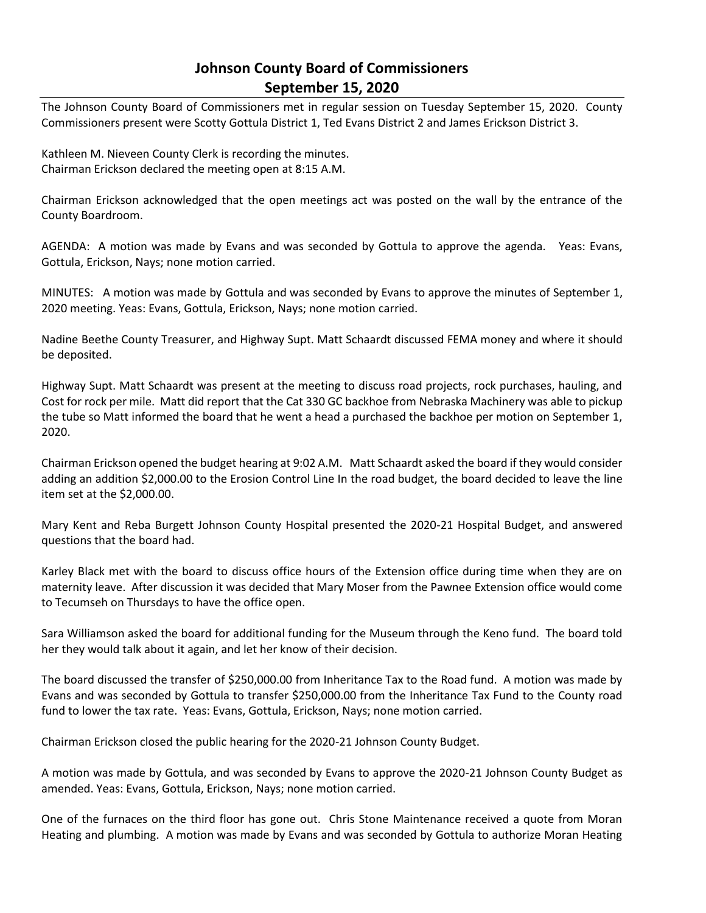# Johnson County Board of Commissioners
## September 15, 2020

The Johnson County Board of Commissioners met in regular session on Tuesday September 15, 2020. County Commissioners present were Scotty Gottula District 1, Ted Evans District 2 and James Erickson District 3.

Kathleen M. Nieveen County Clerk is recording the minutes.
Chairman Erickson declared the meeting open at 8:15 A.M.

Chairman Erickson acknowledged that the open meetings act was posted on the wall by the entrance of the County Boardroom.

AGENDA: A motion was made by Evans and was seconded by Gottula to approve the agenda. Yeas: Evans, Gottula, Erickson, Nays; none motion carried.

MINUTES: A motion was made by Gottula and was seconded by Evans to approve the minutes of September 1, 2020 meeting. Yeas: Evans, Gottula, Erickson, Nays; none motion carried.

Nadine Beethe County Treasurer, and Highway Supt. Matt Schaardt discussed FEMA money and where it should be deposited.

Highway Supt. Matt Schaardt was present at the meeting to discuss road projects, rock purchases, hauling, and Cost for rock per mile. Matt did report that the Cat 330 GC backhoe from Nebraska Machinery was able to pickup the tube so Matt informed the board that he went a head a purchased the backhoe per motion on September 1, 2020.

Chairman Erickson opened the budget hearing at 9:02 A.M. Matt Schaardt asked the board if they would consider adding an addition $2,000.00 to the Erosion Control Line In the road budget, the board decided to leave the line item set at the $2,000.00.

Mary Kent and Reba Burgett Johnson County Hospital presented the 2020-21 Hospital Budget, and answered questions that the board had.

Karley Black met with the board to discuss office hours of the Extension office during time when they are on maternity leave. After discussion it was decided that Mary Moser from the Pawnee Extension office would come to Tecumseh on Thursdays to have the office open.

Sara Williamson asked the board for additional funding for the Museum through the Keno fund. The board told her they would talk about it again, and let her know of their decision.

The board discussed the transfer of $250,000.00 from Inheritance Tax to the Road fund. A motion was made by Evans and was seconded by Gottula to transfer $250,000.00 from the Inheritance Tax Fund to the County road fund to lower the tax rate. Yeas: Evans, Gottula, Erickson, Nays; none motion carried.

Chairman Erickson closed the public hearing for the 2020-21 Johnson County Budget.

A motion was made by Gottula, and was seconded by Evans to approve the 2020-21 Johnson County Budget as amended. Yeas: Evans, Gottula, Erickson, Nays; none motion carried.

One of the furnaces on the third floor has gone out. Chris Stone Maintenance received a quote from Moran Heating and plumbing. A motion was made by Evans and was seconded by Gottula to authorize Moran Heating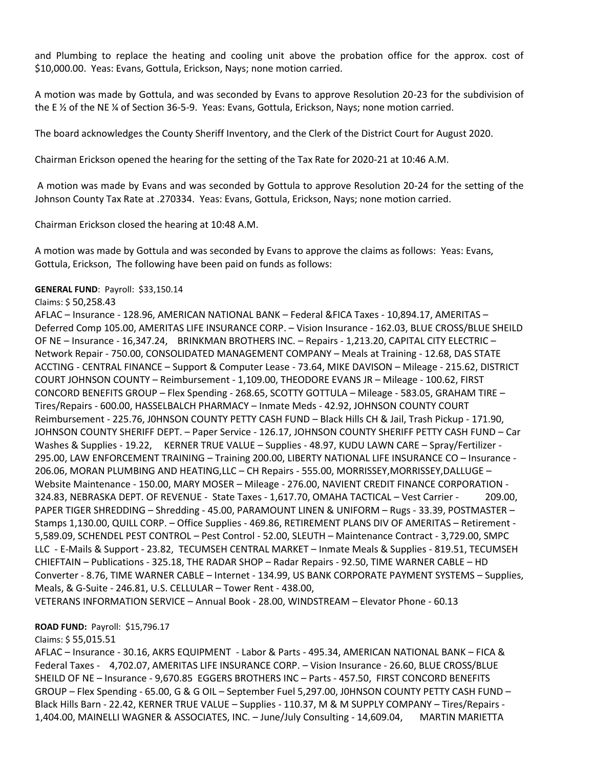and Plumbing to replace the heating and cooling unit above the probation office for the approx. cost of $10,000.00. Yeas: Evans, Gottula, Erickson, Nays; none motion carried.

A motion was made by Gottula, and was seconded by Evans to approve Resolution 20-23 for the subdivision of the E ½ of the NE ¼ of Section 36-5-9. Yeas: Evans, Gottula, Erickson, Nays; none motion carried.

The board acknowledges the County Sheriff Inventory, and the Clerk of the District Court for August 2020.

Chairman Erickson opened the hearing for the setting of the Tax Rate for 2020-21 at 10:46 A.M.

A motion was made by Evans and was seconded by Gottula to approve Resolution 20-24 for the setting of the Johnson County Tax Rate at .270334. Yeas: Evans, Gottula, Erickson, Nays; none motion carried.

Chairman Erickson closed the hearing at 10:48 A.M.

A motion was made by Gottula and was seconded by Evans to approve the claims as follows: Yeas: Evans, Gottula, Erickson, The following have been paid on funds as follows:

**GENERAL FUND**: Payroll: $33,150.14

Claims: $ 50,258.43

AFLAC – Insurance - 128.96, AMERICAN NATIONAL BANK – Federal &FICA Taxes - 10,894.17, AMERITAS – Deferred Comp 105.00, AMERITAS LIFE INSURANCE CORP. – Vision Insurance - 162.03, BLUE CROSS/BLUE SHEILD OF NE – Insurance - 16,347.24, BRINKMAN BROTHERS INC. – Repairs - 1,213.20, CAPITAL CITY ELECTRIC – Network Repair - 750.00, CONSOLIDATED MANAGEMENT COMPANY – Meals at Training - 12.68, DAS STATE ACCTING - CENTRAL FINANCE – Support & Computer Lease - 73.64, MIKE DAVISON – Mileage - 215.62, DISTRICT COURT JOHNSON COUNTY – Reimbursement - 1,109.00, THEODORE EVANS JR – Mileage - 100.62, FIRST CONCORD BENEFITS GROUP – Flex Spending - 268.65, SCOTTY GOTTULA – Mileage - 583.05, GRAHAM TIRE – Tires/Repairs - 600.00, HASSELBALCH PHARMACY – Inmate Meds - 42.92, JOHNSON COUNTY COURT Reimbursement - 225.76, J0HNSON COUNTY PETTY CASH FUND – Black Hills CH & Jail, Trash Pickup - 171.90, JOHNSON COUNTY SHERIFF DEPT. – Paper Service - 126.17, JOHNSON COUNTY SHERIFF PETTY CASH FUND – Car Washes & Supplies - 19.22, KERNER TRUE VALUE – Supplies - 48.97, KUDU LAWN CARE – Spray/Fertilizer - 295.00, LAW ENFORCEMENT TRAINING – Training 200.00, LIBERTY NATIONAL LIFE INSURANCE CO – Insurance - 206.06, MORAN PLUMBING AND HEATING,LLC – CH Repairs - 555.00, MORRISSEY,MORRISSEY,DALLUGE – Website Maintenance - 150.00, MARY MOSER – Mileage - 276.00, NAVIENT CREDIT FINANCE CORPORATION - 324.83, NEBRASKA DEPT. OF REVENUE - State Taxes - 1,617.70, OMAHA TACTICAL – Vest Carrier - 209.00, PAPER TIGER SHREDDING – Shredding - 45.00, PARAMOUNT LINEN & UNIFORM – Rugs - 33.39, POSTMASTER – Stamps 1,130.00, QUILL CORP. – Office Supplies - 469.86, RETIREMENT PLANS DIV OF AMERITAS – Retirement - 5,589.09, SCHENDEL PEST CONTROL – Pest Control - 52.00, SLEUTH – Maintenance Contract - 3,729.00, SMPC LLC - E-Mails & Support - 23.82, TECUMSEH CENTRAL MARKET – Inmate Meals & Supplies - 819.51, TECUMSEH CHIEFTAIN – Publications - 325.18, THE RADAR SHOP – Radar Repairs - 92.50, TIME WARNER CABLE – HD Converter - 8.76, TIME WARNER CABLE – Internet - 134.99, US BANK CORPORATE PAYMENT SYSTEMS – Supplies, Meals, & G-Suite - 246.81, U.S. CELLULAR – Tower Rent - 438.00,
VETERANS INFORMATION SERVICE – Annual Book - 28.00, WINDSTREAM – Elevator Phone - 60.13

**ROAD FUND:** Payroll: $15,796.17

Claims: $ 55,015.51

AFLAC – Insurance - 30.16, AKRS EQUIPMENT - Labor & Parts - 495.34, AMERICAN NATIONAL BANK – FICA & Federal Taxes - 4,702.07, AMERITAS LIFE INSURANCE CORP. – Vision Insurance - 26.60, BLUE CROSS/BLUE SHEILD OF NE – Insurance - 9,670.85 EGGERS BROTHERS INC – Parts - 457.50, FIRST CONCORD BENEFITS GROUP – Flex Spending - 65.00, G & G OIL – September Fuel 5,297.00, J0HNSON COUNTY PETTY CASH FUND – Black Hills Barn - 22.42, KERNER TRUE VALUE – Supplies - 110.37, M & M SUPPLY COMPANY – Tires/Repairs - 1,404.00, MAINELLI WAGNER & ASSOCIATES, INC. – June/July Consulting - 14,609.04, MARTIN MARIETTA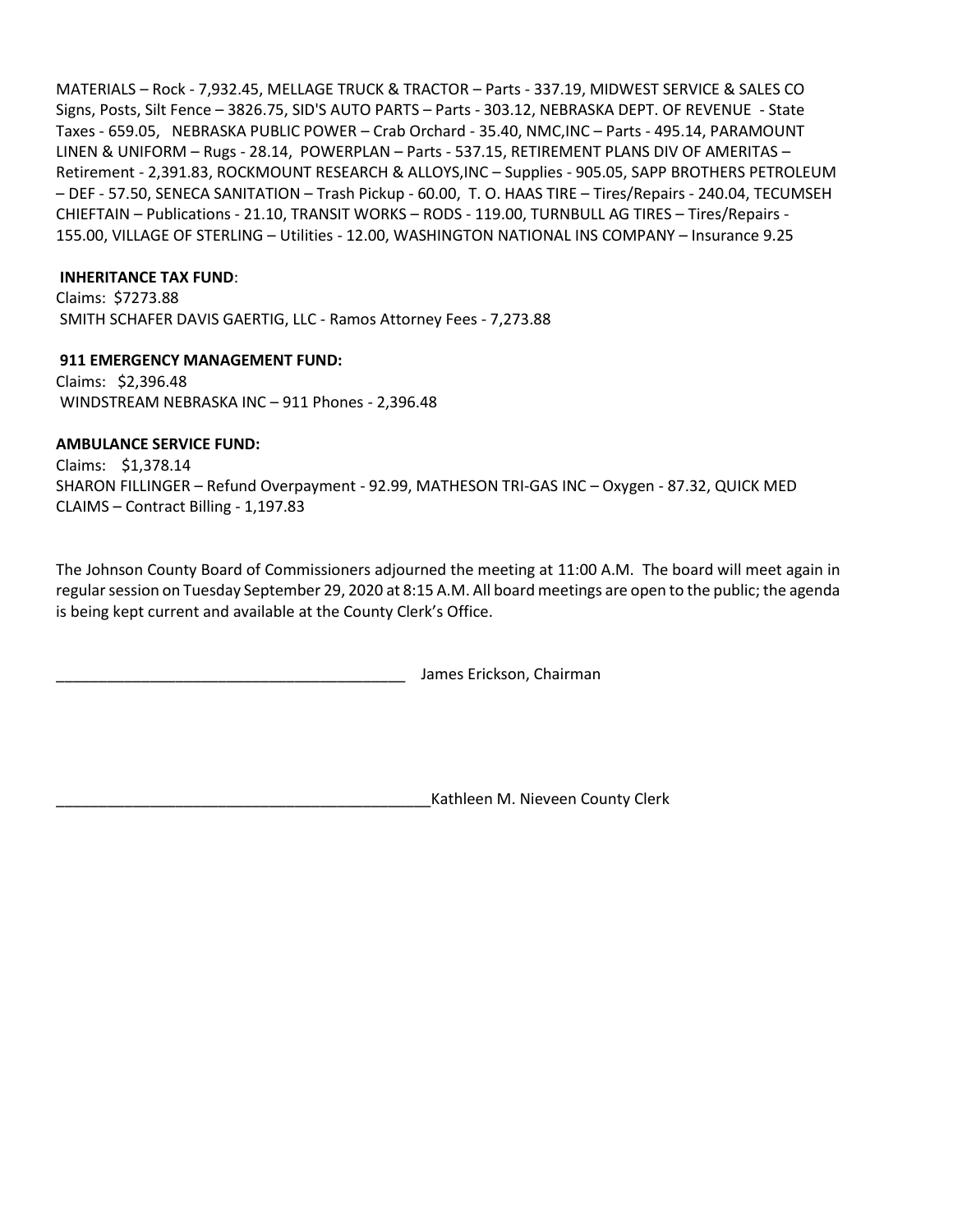MATERIALS – Rock - 7,932.45, MELLAGE TRUCK & TRACTOR – Parts - 337.19, MIDWEST SERVICE & SALES CO Signs, Posts, Silt Fence – 3826.75, SID'S AUTO PARTS – Parts - 303.12, NEBRASKA DEPT. OF REVENUE - State Taxes - 659.05, NEBRASKA PUBLIC POWER – Crab Orchard - 35.40, NMC,INC – Parts - 495.14, PARAMOUNT LINEN & UNIFORM – Rugs - 28.14, POWERPLAN – Parts - 537.15, RETIREMENT PLANS DIV OF AMERITAS – Retirement - 2,391.83, ROCKMOUNT RESEARCH & ALLOYS,INC – Supplies - 905.05, SAPP BROTHERS PETROLEUM – DEF - 57.50, SENECA SANITATION – Trash Pickup - 60.00, T. O. HAAS TIRE – Tires/Repairs - 240.04, TECUMSEH CHIEFTAIN – Publications - 21.10, TRANSIT WORKS – RODS - 119.00, TURNBULL AG TIRES – Tires/Repairs - 155.00, VILLAGE OF STERLING – Utilities - 12.00, WASHINGTON NATIONAL INS COMPANY – Insurance 9.25

**INHERITANCE TAX FUND**:

Claims: $7273.88

SMITH SCHAFER DAVIS GAERTIG, LLC - Ramos Attorney Fees - 7,273.88

**911 EMERGENCY MANAGEMENT FUND:**

Claims: $2,396.48

WINDSTREAM NEBRASKA INC – 911 Phones - 2,396.48

**AMBULANCE SERVICE FUND:**

Claims: $1,378.14

SHARON FILLINGER – Refund Overpayment - 92.99, MATHESON TRI-GAS INC – Oxygen - 87.32, QUICK MED CLAIMS – Contract Billing - 1,197.83

The Johnson County Board of Commissioners adjourned the meeting at 11:00 A.M. The board will meet again in regular session on Tuesday September 29, 2020 at 8:15 A.M. All board meetings are open to the public; the agenda is being kept current and available at the County Clerk's Office.

\_\_\_\_\_\_\_\_\_\_\_\_\_\_\_\_\_\_\_\_\_\_\_\_\_\_\_\_\_\_\_\_\_\_\_\_\_\_\_\_\_\_ James Erickson, Chairman

\_\_\_\_\_\_\_\_\_\_\_\_\_\_\_\_\_\_\_\_\_\_\_\_\_\_\_\_\_\_\_\_\_\_\_\_\_\_\_\_\_\_\_\_Kathleen M. Nieveen County Clerk